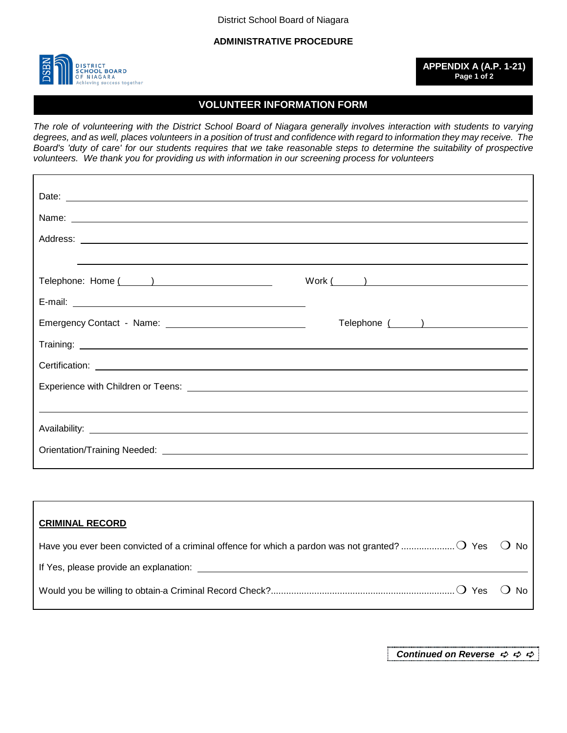District School Board of Niagara

**ADMINISTRATIVE PROCEDURE**

**APPENDIX A (A.P. 1-21)**
**Page 1 of 2**

# VOLUNTEER INFORMATION FORM

*The role of volunteering with the District School Board of Niagara generally involves interaction with students to varying degrees, and as well, places volunteers in a position of trust and confidence with regard to information they may receive. The Board's 'duty of care' for our students requires that we take reasonable steps to determine the suitability of prospective volunteers. We thank you for providing us with information in our screening process for volunteers*

Date: ______________________________

Name: ______________________________

Address: ______________________________

______________________________

Telephone: Home (______) ______________ Work (______) ______________

E-mail: ______________________________

Emergency Contact - Name: ______________ Telephone (______) ______________

Training: ______________________________

Certification: ______________________________

Experience with Children or Teens: ______________________________

______________________________

Availability: ______________________________

Orientation/Training Needed: ______________________________

## CRIMINAL RECORD

Have you ever been convicted of a criminal offence for which a pardon was not granted? .................... ❍ Yes ❍ No

If Yes, please provide an explanation: ______________________________

Would you be willing to obtain a Criminal Record Check?....................................................................... ❍ Yes ❍ No

***Continued on Reverse*** ➪ ➪ ➪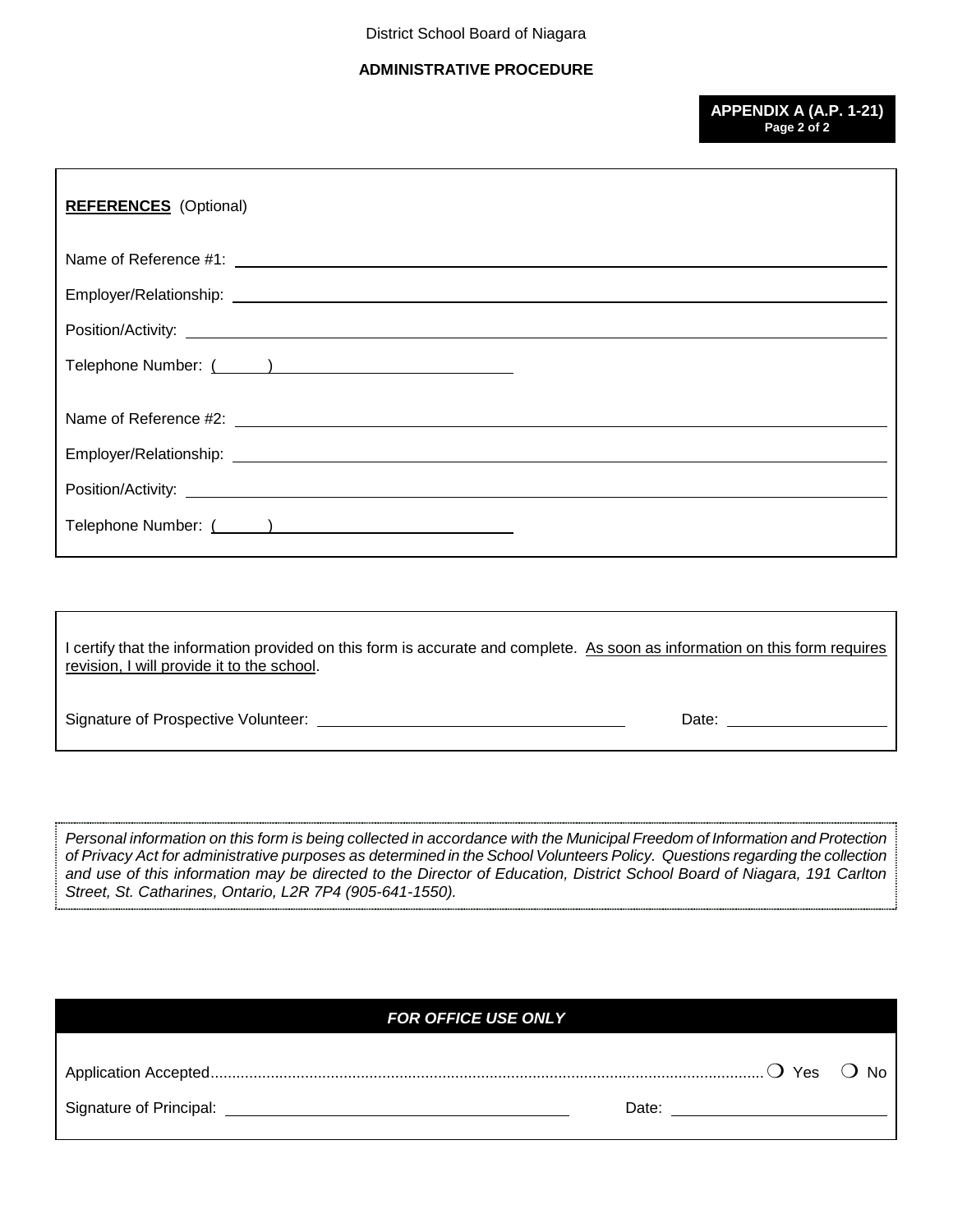District School Board of Niagara

**ADMINISTRATIVE PROCEDURE**

**APPENDIX A (A.P. 1-21)**

**REFERENCES** (Optional)

Name of Reference #1: \_\_\_\_\_\_\_\_\_\_\_\_\_\_\_\_\_\_\_\_\_\_\_\_\_\_\_\_\_\_

Employer/Relationship: \_\_\_\_\_\_\_\_\_\_\_\_\_\_\_\_\_\_\_\_\_\_\_\_\_\_\_\_\_\_

Position/Activity: \_\_\_\_\_\_\_\_\_\_\_\_\_\_\_\_\_\_\_\_\_\_\_\_\_\_\_\_\_\_

Telephone Number: (      ) \_\_\_\_\_\_\_\_\_\_\_\_\_\_\_\_\_\_\_\_

Name of Reference #2: \_\_\_\_\_\_\_\_\_\_\_\_\_\_\_\_\_\_\_\_\_\_\_\_\_\_\_\_\_\_

Employer/Relationship: \_\_\_\_\_\_\_\_\_\_\_\_\_\_\_\_\_\_\_\_\_\_\_\_\_\_\_\_\_\_

Position/Activity: \_\_\_\_\_\_\_\_\_\_\_\_\_\_\_\_\_\_\_\_\_\_\_\_\_\_\_\_\_\_

Telephone Number: (      ) \_\_\_\_\_\_\_\_\_\_\_\_\_\_\_\_\_\_\_\_

I certify that the information provided on this form is accurate and complete. As soon as information on this form requires revision, I will provide it to the school.

Signature of Prospective Volunteer: \_\_\_\_\_\_\_\_\_\_\_\_\_\_\_\_\_\_\_\_\_\_\_\_ Date: \_\_\_\_\_\_\_\_\_\_\_\_\_\_

*Personal information on this form is being collected in accordance with the Municipal Freedom of Information and Protection of Privacy Act for administrative purposes as determined in the School Volunteers Policy. Questions regarding the collection and use of this information may be directed to the Director of Education, District School Board of Niagara, 191 Carlton Street, St. Catharines, Ontario, L2R 7P4 (905-641-1550).*

***FOR OFFICE USE ONLY***

Application Accepted.................................................................................................. ❍ Yes ❍ No

Signature of Principal: \_\_\_\_\_\_\_\_\_\_\_\_\_\_\_\_\_\_\_\_\_\_\_\_ Date: \_\_\_\_\_\_\_\_\_\_\_\_\_\_